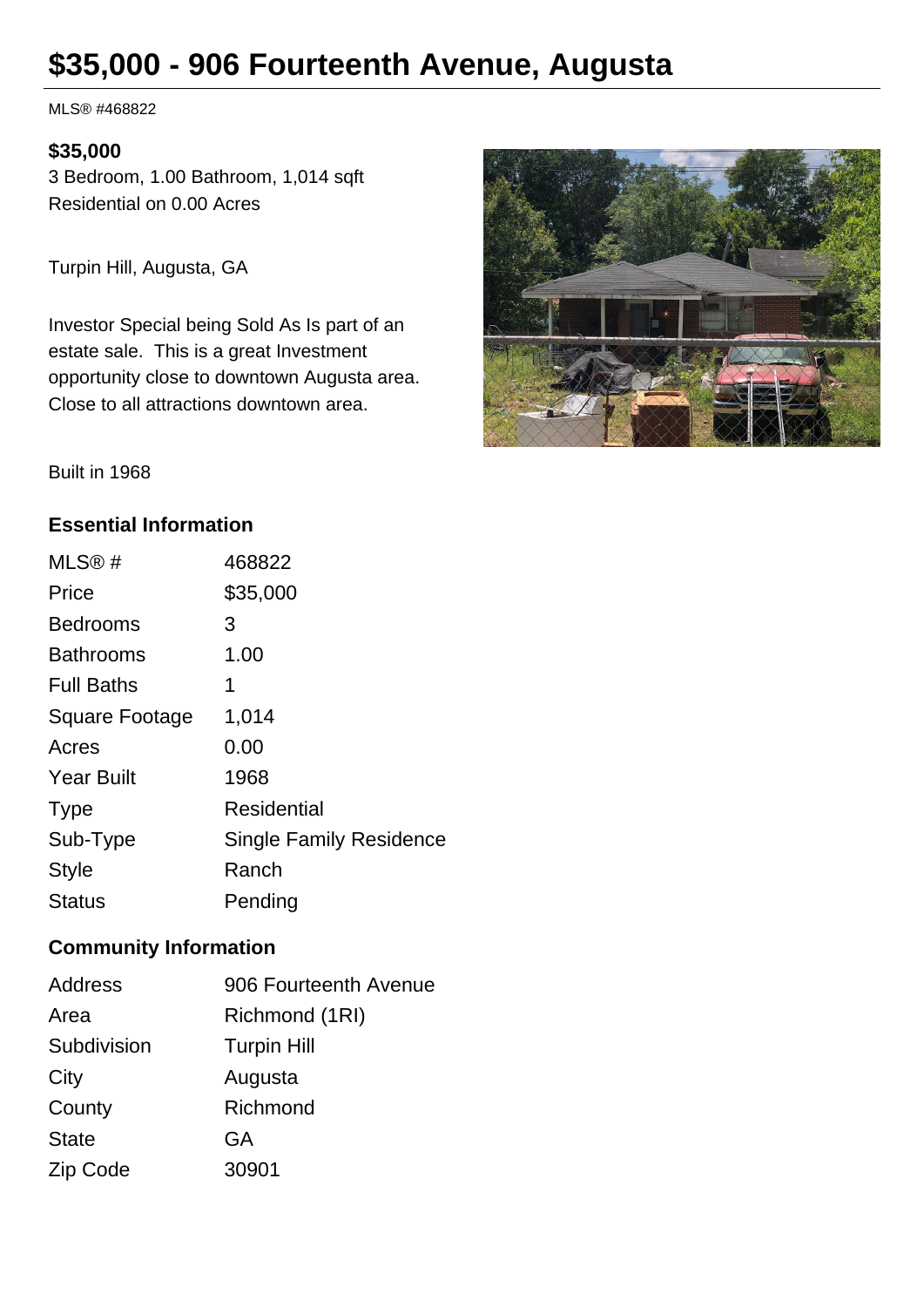# $35,000 - 906 Fourteenth Avenue, Augusta

MLS® #468822

**$35,000**
3 Bedroom, 1.00 Bathroom, 1,014 sqft
Residential on 0.00 Acres

Turpin Hill, Augusta, GA

Investor Special being Sold As Is part of an estate sale. This is a great Investment opportunity close to downtown Augusta area. Close to all attractions downtown area.

Built in 1968

## Essential Information

| | |
|---|---|
| MLS® # | 468822 |
| Price | $35,000 |
| Bedrooms | 3 |
| Bathrooms | 1.00 |
| Full Baths | 1 |
| Square Footage | 1,014 |
| Acres | 0.00 |
| Year Built | 1968 |
| Type | Residential |
| Sub-Type | Single Family Residence |
| Style | Ranch |
| Status | Pending |

## Community Information

| | |
|---|---|
| Address | 906 Fourteenth Avenue |
| Area | Richmond (1RI) |
| Subdivision | Turpin Hill |
| City | Augusta |
| County | Richmond |
| State | GA |
| Zip Code | 30901 |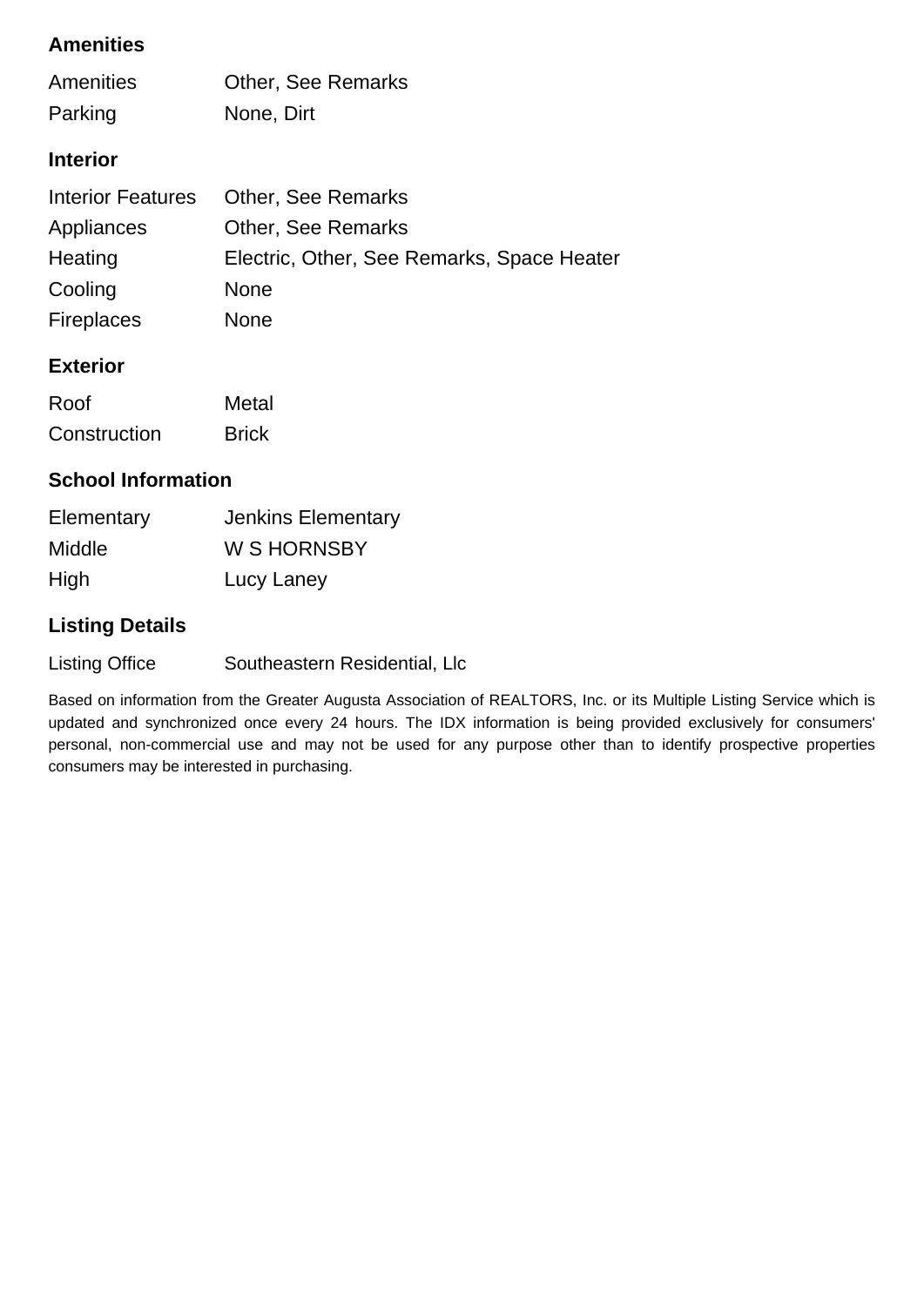## Amenities

| | |
|---|---|
| Amenities | Other, See Remarks |
| Parking | None, Dirt |

## Interior

| | |
|---|---|
| Interior Features | Other, See Remarks |
| Appliances | Other, See Remarks |
| Heating | Electric, Other, See Remarks, Space Heater |
| Cooling | None |
| Fireplaces | None |

## Exterior

| | |
|---|---|
| Roof | Metal |
| Construction | Brick |

## School Information

| | |
|---|---|
| Elementary | Jenkins Elementary |
| Middle | W S HORNSBY |
| High | Lucy Laney |

## Listing Details

| | |
|---|---|
| Listing Office | Southeastern Residential, Llc |

Based on information from the Greater Augusta Association of REALTORS, Inc. or its Multiple Listing Service which is updated and synchronized once every 24 hours. The IDX information is being provided exclusively for consumers' personal, non-commercial use and may not be used for any purpose other than to identify prospective properties consumers may be interested in purchasing.